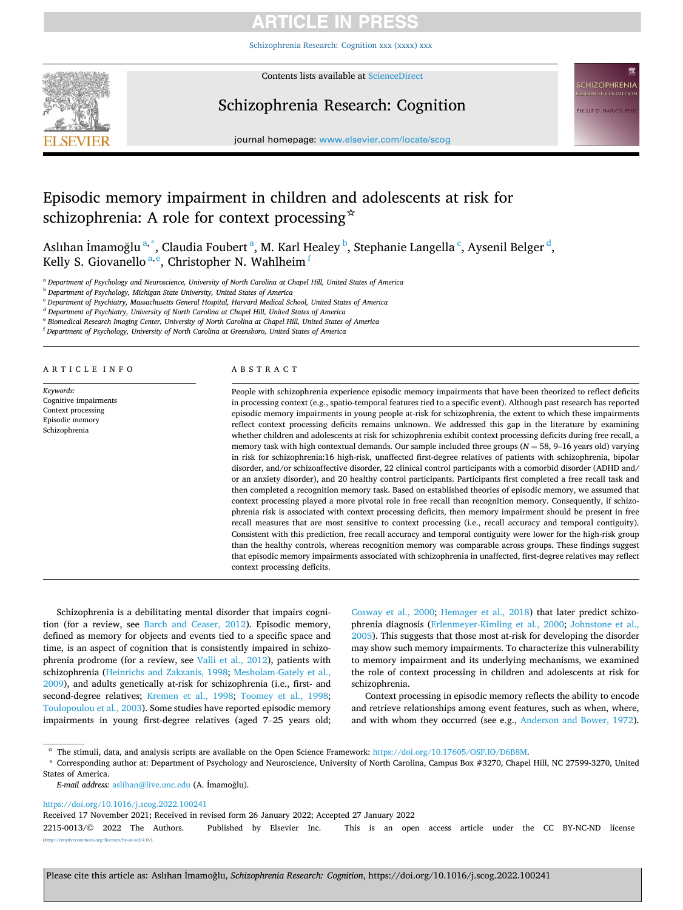# Episodic memory impairment in children and adolescents at risk for schizophrenia: A role for context processing☆

Aslıhan İmamoğlu [a,*], Claudia Foubert [a], M. Karl Healey [b], Stephanie Langella [c], Aysenil Belger [d], Kelly S. Giovanello [a,e], Christopher N. Wahlheim [f]

[a] Department of Psychology and Neuroscience, University of North Carolina at Chapel Hill, United States of America
[b] Department of Psychology, Michigan State University, United States of America
[c] Department of Psychiatry, Massachusetts General Hospital, Harvard Medical School, United States of America
[d] Department of Psychiatry, University of North Carolina at Chapel Hill, United States of America
[e] Biomedical Research Imaging Center, University of North Carolina at Chapel Hill, United States of America
[f] Department of Psychology, University of North Carolina at Greensboro, United States of America

## ARTICLE INFO

*Keywords:*
Cognitive impairments
Context processing
Episodic memory
Schizophrenia

## ABSTRACT

People with schizophrenia experience episodic memory impairments that have been theorized to reflect deficits in processing context (e.g., spatio-temporal features tied to a specific event). Although past research has reported episodic memory impairments in young people at-risk for schizophrenia, the extent to which these impairments reflect context processing deficits remains unknown. We addressed this gap in the literature by examining whether children and adolescents at risk for schizophrenia exhibit context processing deficits during free recall, a memory task with high contextual demands. Our sample included three groups ($N = 58$, 9–16 years old) varying in risk for schizophrenia:16 high-risk, unaffected first-degree relatives of patients with schizophrenia, bipolar disorder, and/or schizoaffective disorder, 22 clinical control participants with a comorbid disorder (ADHD and/or an anxiety disorder), and 20 healthy control participants. Participants first completed a free recall task and then completed a recognition memory task. Based on established theories of episodic memory, we assumed that context processing played a more pivotal role in free recall than recognition memory. Consequently, if schizophrenia risk is associated with context processing deficits, then memory impairment should be present in free recall measures that are most sensitive to context processing (i.e., recall accuracy and temporal contiguity). Consistent with this prediction, free recall accuracy and temporal contiguity were lower for the high-risk group than the healthy controls, whereas recognition memory was comparable across groups. These findings suggest that episodic memory impairments associated with schizophrenia in unaffected, first-degree relatives may reflect context processing deficits.

Schizophrenia is a debilitating mental disorder that impairs cognition (for a review, see Barch and Ceaser, 2012). Episodic memory, defined as memory for objects and events tied to a specific space and time, is an aspect of cognition that is consistently impaired in schizophrenia prodrome (for a review, see Valli et al., 2012), patients with schizophrenia (Heinrichs and Zakzanis, 1998; Mesholam-Gately et al., 2009), and adults genetically at-risk for schizophrenia (i.e., first- and second-degree relatives; Kremen et al., 1998; Toomey et al., 1998; Toulopoulou et al., 2003). Some studies have reported episodic memory impairments in young first-degree relatives (aged 7–25 years old; Cosway et al., 2000; Hemager et al., 2018) that later predict schizophrenia diagnosis (Erlenmeyer-Kimling et al., 2000; Johnstone et al., 2005). This suggests that those most at-risk for developing the disorder may show such memory impairments. To characterize this vulnerability to memory impairment and its underlying mechanisms, we examined the role of context processing in children and adolescents at risk for schizophrenia.

Context processing in episodic memory reflects the ability to encode and retrieve relationships among event features, such as when, where, and with whom they occurred (see e.g., Anderson and Bower, 1972).

☆ The stimuli, data, and analysis scripts are available on the Open Science Framework: https://doi.org/10.17605/OSF.IO/D6B8M.

\* Corresponding author at: Department of Psychology and Neuroscience, University of North Carolina, Campus Box #3270, Chapel Hill, NC 27599-3270, United States of America.

*E-mail address:* aslihan@live.unc.edu (A. İmamoğlu).

https://doi.org/10.1016/j.scog.2022.100241
Received 17 November 2021; Received in revised form 26 January 2022; Accepted 27 January 2022
2215-0013/© 2022 The Authors. Published by Elsevier Inc. This is an open access article under the CC BY-NC-ND license (http://creativecommons.org/licenses/by-nc-nd/4.0/).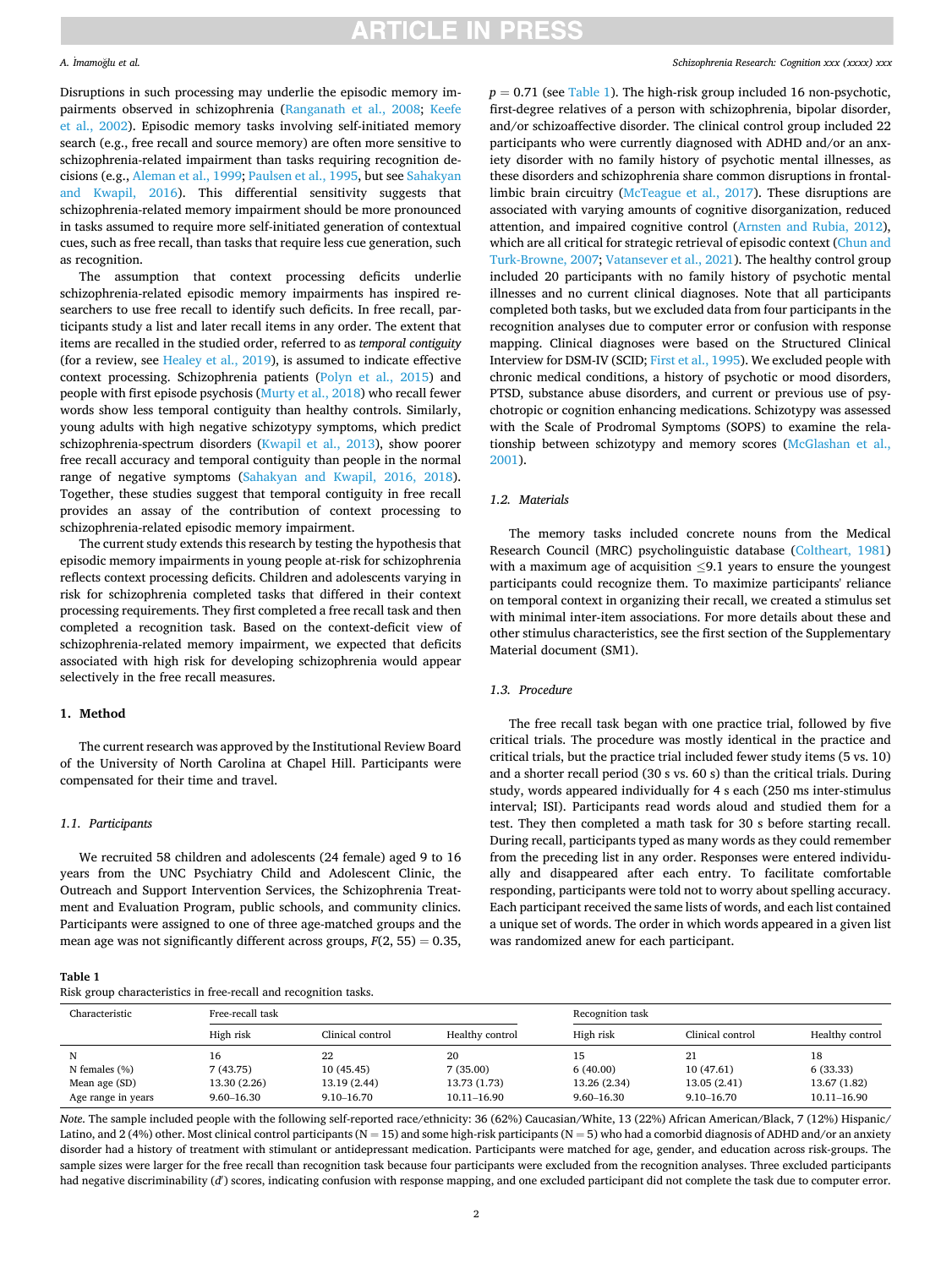Disruptions in such processing may underlie the episodic memory impairments observed in schizophrenia (Ranganath et al., 2008; Keefe et al., 2002). Episodic memory tasks involving self-initiated memory search (e.g., free recall and source memory) are often more sensitive to schizophrenia-related impairment than tasks requiring recognition decisions (e.g., Aleman et al., 1999; Paulsen et al., 1995, but see Sahakyan and Kwapil, 2016). This differential sensitivity suggests that schizophrenia-related memory impairment should be more pronounced in tasks assumed to require more self-initiated generation of contextual cues, such as free recall, than tasks that require less cue generation, such as recognition.

The assumption that context processing deficits underlie schizophrenia-related episodic memory impairments has inspired researchers to use free recall to identify such deficits. In free recall, participants study a list and later recall items in any order. The extent that items are recalled in the studied order, referred to as *temporal contiguity* (for a review, see Healey et al., 2019), is assumed to indicate effective context processing. Schizophrenia patients (Polyn et al., 2015) and people with first episode psychosis (Murty et al., 2018) who recall fewer words show less temporal contiguity than healthy controls. Similarly, young adults with high negative schizotypy symptoms, which predict schizophrenia-spectrum disorders (Kwapil et al., 2013), show poorer free recall accuracy and temporal contiguity than people in the normal range of negative symptoms (Sahakyan and Kwapil, 2016, 2018). Together, these studies suggest that temporal contiguity in free recall provides an assay of the contribution of context processing to schizophrenia-related episodic memory impairment.

The current study extends this research by testing the hypothesis that episodic memory impairments in young people at-risk for schizophrenia reflects context processing deficits. Children and adolescents varying in risk for schizophrenia completed tasks that differed in their context processing requirements. They first completed a free recall task and then completed a recognition task. Based on the context-deficit view of schizophrenia-related memory impairment, we expected that deficits associated with high risk for developing schizophrenia would appear selectively in the free recall measures.

## 1. Method

The current research was approved by the Institutional Review Board of the University of North Carolina at Chapel Hill. Participants were compensated for their time and travel.

### 1.1. Participants

We recruited 58 children and adolescents (24 female) aged 9 to 16 years from the UNC Psychiatry Child and Adolescent Clinic, the Outreach and Support Intervention Services, the Schizophrenia Treatment and Evaluation Program, public schools, and community clinics. Participants were assigned to one of three age-matched groups and the mean age was not significantly different across groups, $F(2, 55) = 0.35$, $p = 0.71$ (see Table 1). The high-risk group included 16 non-psychotic, first-degree relatives of a person with schizophrenia, bipolar disorder, and/or schizoaffective disorder. The clinical control group included 22 participants who were currently diagnosed with ADHD and/or an anxiety disorder with no family history of psychotic mental illnesses, as these disorders and schizophrenia share common disruptions in frontal-limbic brain circuitry (McTeague et al., 2017). These disruptions are associated with varying amounts of cognitive disorganization, reduced attention, and impaired cognitive control (Arnsten and Rubia, 2012), which are all critical for strategic retrieval of episodic context (Chun and Turk-Browne, 2007; Vatansever et al., 2021). The healthy control group included 20 participants with no family history of psychotic mental illnesses and no current clinical diagnoses. Note that all participants completed both tasks, but we excluded data from four participants in the recognition analyses due to computer error or confusion with response mapping. Clinical diagnoses were based on the Structured Clinical Interview for DSM-IV (SCID; First et al., 1995). We excluded people with chronic medical conditions, a history of psychotic or mood disorders, PTSD, substance abuse disorders, and current or previous use of psychotropic or cognition enhancing medications. Schizotypy was assessed with the Scale of Prodromal Symptoms (SOPS) to examine the relationship between schizotypy and memory scores (McGlashan et al., 2001).

### 1.2. Materials

The memory tasks included concrete nouns from the Medical Research Council (MRC) psycholinguistic database (Coltheart, 1981) with a maximum age of acquisition ≤9.1 years to ensure the youngest participants could recognize them. To maximize participants' reliance on temporal context in organizing their recall, we created a stimulus set with minimal inter-item associations. For more details about these and other stimulus characteristics, see the first section of the Supplementary Material document (SM1).

### 1.3. Procedure

The free recall task began with one practice trial, followed by five critical trials. The procedure was mostly identical in the practice and critical trials, but the practice trial included fewer study items (5 vs. 10) and a shorter recall period (30 s vs. 60 s) than the critical trials. During study, words appeared individually for 4 s each (250 ms inter-stimulus interval; ISI). Participants read words aloud and studied them for a test. They then completed a math task for 30 s before starting recall. During recall, participants typed as many words as they could remember from the preceding list in any order. Responses were entered individually and disappeared after each entry. To facilitate comfortable responding, participants were told not to worry about spelling accuracy. Each participant received the same lists of words, and each list contained a unique set of words. The order in which words appeared in a given list was randomized anew for each participant.

**Table 1**
Risk group characteristics in free-recall and recognition tasks.

| Characteristic | Free-recall task | | | Recognition task | | |
|---|---|---|---|---|---|---|
| | High risk | Clinical control | Healthy control | High risk | Clinical control | Healthy control |
| N | 16 | 22 | 20 | 15 | 21 | 18 |
| N females (%) | 7 (43.75) | 10 (45.45) | 7 (35.00) | 6 (40.00) | 10 (47.61) | 6 (33.33) |
| Mean age (SD) | 13.30 (2.26) | 13.19 (2.44) | 13.73 (1.73) | 13.26 (2.34) | 13.05 (2.41) | 13.67 (1.82) |
| Age range in years | 9.60–16.30 | 9.10–16.70 | 10.11–16.90 | 9.60–16.30 | 9.10–16.70 | 10.11–16.90 |

*Note*. The sample included people with the following self-reported race/ethnicity: 36 (62%) Caucasian/White, 13 (22%) African American/Black, 7 (12%) Hispanic/Latino, and 2 (4%) other. Most clinical control participants (N = 15) and some high-risk participants (N = 5) who had a comorbid diagnosis of ADHD and/or an anxiety disorder had a history of treatment with stimulant or antidepressant medication. Participants were matched for age, gender, and education across risk-groups. The sample sizes were larger for the free recall than recognition task because four participants were excluded from the recognition analyses. Three excluded participants had negative discriminability ($d'$) scores, indicating confusion with response mapping, and one excluded participant did not complete the task due to computer error.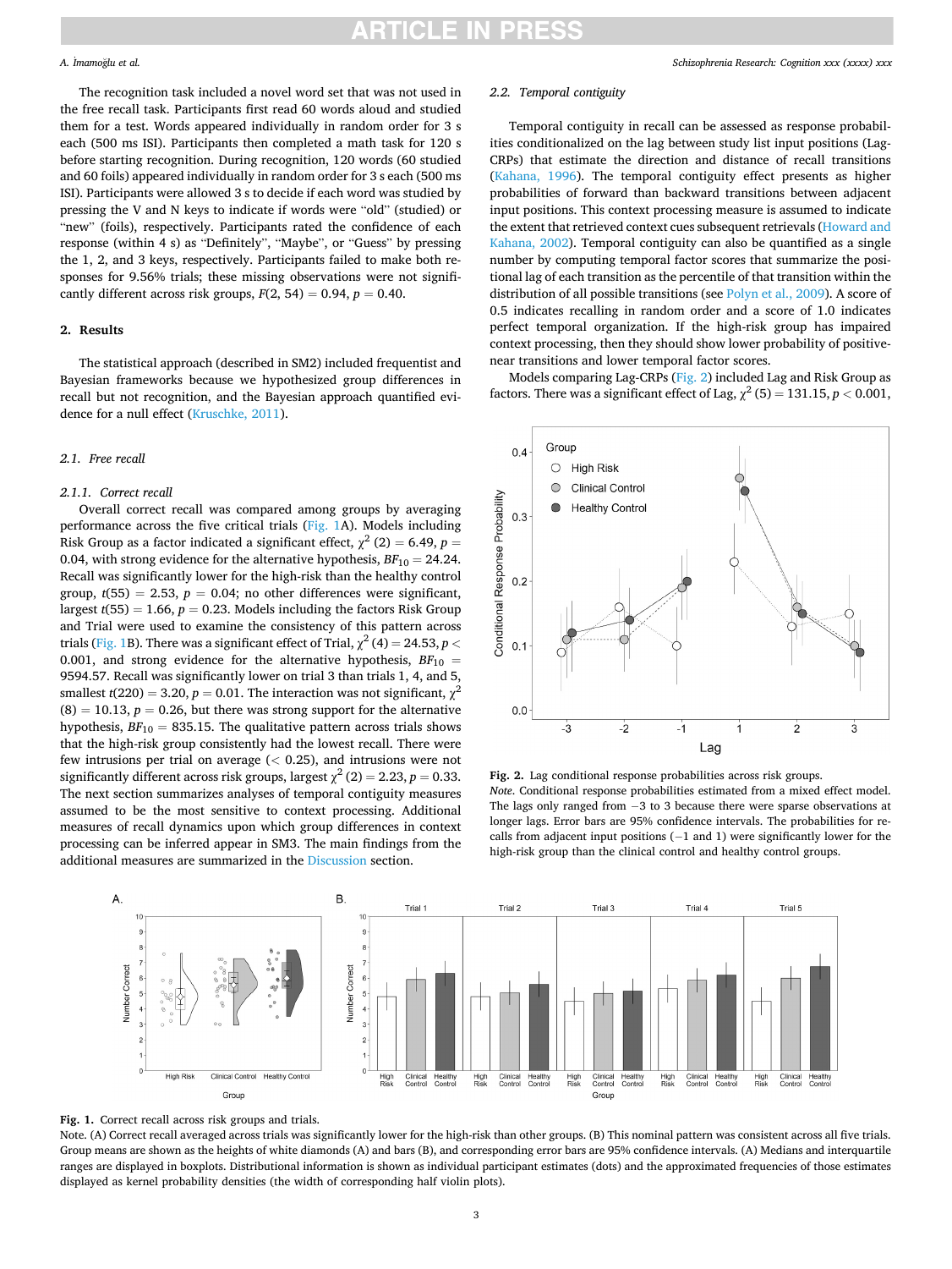The recognition task included a novel word set that was not used in the free recall task. Participants first read 60 words aloud and studied them for a test. Words appeared individually in random order for 3 s each (500 ms ISI). Participants then completed a math task for 120 s before starting recognition. During recognition, 120 words (60 studied and 60 foils) appeared individually in random order for 3 s each (500 ms ISI). Participants were allowed 3 s to decide if each word was studied by pressing the V and N keys to indicate if words were "old" (studied) or "new" (foils), respectively. Participants rated the confidence of each response (within 4 s) as "Definitely", "Maybe", or "Guess" by pressing the 1, 2, and 3 keys, respectively. Participants failed to make both responses for 9.56% trials; these missing observations were not significantly different across risk groups, $F(2, 54) = 0.94$, $p = 0.40$.

## 2. Results

The statistical approach (described in SM2) included frequentist and Bayesian frameworks because we hypothesized group differences in recall but not recognition, and the Bayesian approach quantified evidence for a null effect (Kruschke, 2011).

### 2.1. Free recall

#### 2.1.1. Correct recall

Overall correct recall was compared among groups by averaging performance across the five critical trials (Fig. 1A). Models including Risk Group as a factor indicated a significant effect, $\chi^2$ (2) = 6.49, $p$ = 0.04, with strong evidence for the alternative hypothesis, $BF_{10}$ = 24.24. Recall was significantly lower for the high-risk than the healthy control group, $t(55)$ = 2.53, $p$ = 0.04; no other differences were significant, largest $t(55)$ = 1.66, $p$ = 0.23. Models including the factors Risk Group and Trial were used to examine the consistency of this pattern across trials (Fig. 1B). There was a significant effect of Trial, $\chi^2$ (4) = 24.53, $p <$ 0.001, and strong evidence for the alternative hypothesis, $BF_{10}$ = 9594.57. Recall was significantly lower on trial 3 than trials 1, 4, and 5, smallest $t(220)$ = 3.20, $p$ = 0.01. The interaction was not significant, $\chi^2$ (8) = 10.13, $p$ = 0.26, but there was strong support for the alternative hypothesis, $BF_{10}$ = 835.15. The qualitative pattern across trials shows that the high-risk group consistently had the lowest recall. There were few intrusions per trial on average (< 0.25), and intrusions were not significantly different across risk groups, largest $\chi^2$ (2) = 2.23, $p$ = 0.33. The next section summarizes analyses of temporal contiguity measures assumed to be the most sensitive to context processing. Additional measures of recall dynamics upon which group differences in context processing can be inferred appear in SM3. The main findings from the additional measures are summarized in the Discussion section.

### 2.2. Temporal contiguity

Temporal contiguity in recall can be assessed as response probabilities conditionalized on the lag between study list input positions (Lag-CRPs) that estimate the direction and distance of recall transitions (Kahana, 1996). The temporal contiguity effect presents as higher probabilities of forward than backward transitions between adjacent input positions. This context processing measure is assumed to indicate the extent that retrieved context cues subsequent retrievals (Howard and Kahana, 2002). Temporal contiguity can also be quantified as a single number by computing temporal factor scores that summarize the positional lag of each transition as the percentile of that transition within the distribution of all possible transitions (see Polyn et al., 2009). A score of 0.5 indicates recalling in random order and a score of 1.0 indicates perfect temporal organization. If the high-risk group has impaired context processing, then they should show lower probability of positive-near transitions and lower temporal factor scores.

Models comparing Lag-CRPs (Fig. 2) included Lag and Risk Group as factors. There was a significant effect of Lag, $\chi^2$ (5) = 131.15, $p < 0.001$,

**Fig. 2.** Lag conditional response probabilities across risk groups.
*Note.* Conditional response probabilities estimated from a mixed effect model. The lags only ranged from −3 to 3 because there were sparse observations at longer lags. Error bars are 95% confidence intervals. The probabilities for recalls from adjacent input positions (−1 and 1) were significantly lower for the high-risk group than the clinical control and healthy control groups.

**Fig. 1.** Correct recall across risk groups and trials.
Note. (A) Correct recall averaged across trials was significantly lower for the high-risk than other groups. (B) This nominal pattern was consistent across all five trials. Group means are shown as the heights of white diamonds (A) and bars (B), and corresponding error bars are 95% confidence intervals. (A) Medians and interquartile ranges are displayed in boxplots. Distributional information is shown as individual participant estimates (dots) and the approximated frequencies of those estimates displayed as kernel probability densities (the width of corresponding half violin plots).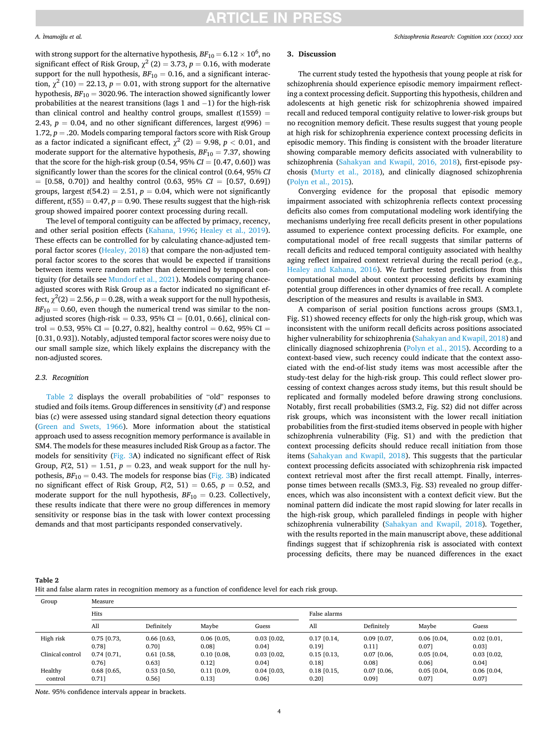with strong support for the alternative hypothesis, $BF_{10} = 6.12 \times 10^6$, no significant effect of Risk Group, $\chi^2$ (2) = 3.73, $p = 0.16$, with moderate support for the null hypothesis, $BF_{10} = 0.16$, and a significant interaction, $\chi^2$ (10) = 22.13, $p = 0.01$, with strong support for the alternative hypothesis, $BF_{10} = 3020.96$. The interaction showed significantly lower probabilities at the nearest transitions (lags 1 and −1) for the high-risk than clinical control and healthy control groups, smallest $t(1559) = 2.43$, $p = 0.04$, and no other significant differences, largest $t(996) = 1.72$, $p = .20$. Models comparing temporal factors score with Risk Group as a factor indicated a significant effect, $\chi^2$ (2) = 9.98, $p < 0.01$, and moderate support for the alternative hypothesis, $BF_{10} = 7.37$, showing that the score for the high-risk group (0.54, 95% *CI* = [0.47, 0.60]) was significantly lower than the scores for the clinical control (0.64, 95% *CI* = [0.58, 0.70]) and healthy control (0.63, 95% *CI* = [0.57, 0.69]) groups, largest $t(54.2) = 2.51$, $p = 0.04$, which were not significantly different, $t(55) = 0.47$, $p = 0.90$. These results suggest that the high-risk group showed impaired poorer context processing during recall.

The level of temporal contiguity can be affected by primacy, recency, and other serial position effects (Kahana, 1996; Healey et al., 2019). These effects can be controlled for by calculating chance-adjusted temporal factor scores (Healey, 2018) that compare the non-adjusted temporal factor scores to the scores that would be expected if transitions between items were random rather than determined by temporal contiguity (for details see Mundorf et al., 2021). Models comparing chance-adjusted scores with Risk Group as a factor indicated no significant effect, $\chi^2(2) = 2.56$, $p = 0.28$, with a weak support for the null hypothesis, $BF_{10} = 0.60$, even though the numerical trend was similar to the non-adjusted scores (high-risk = 0.33, 95% CI = [0.01, 0.66], clinical control = 0.53, 95% CI = [0.27, 0.82], healthy control = 0.62, 95% CI = [0.31, 0.93]). Notably, adjusted temporal factor scores were noisy due to our small sample size, which likely explains the discrepancy with the non-adjusted scores.

### 2.3. Recognition

Table 2 displays the overall probabilities of "old" responses to studied and foils items. Group differences in sensitivity ($d'$) and response bias ($c$) were assessed using standard signal detection theory equations (Green and Swets, 1966). More information about the statistical approach used to assess recognition memory performance is available in SM4. The models for these measures included Risk Group as a factor. The models for sensitivity (Fig. 3A) indicated no significant effect of Risk Group, $F(2, 51) = 1.51$, $p = 0.23$, and weak support for the null hypothesis, $BF_{10} = 0.43$. The models for response bias (Fig. 3B) indicated no significant effect of Risk Group, $F(2, 51) = 0.65$, $p = 0.52$, and moderate support for the null hypothesis, $BF_{10} = 0.23$. Collectively, these results indicate that there were no group differences in memory sensitivity or response bias in the task with lower context processing demands and that most participants responded conservatively.

## 3. Discussion

The current study tested the hypothesis that young people at risk for schizophrenia should experience episodic memory impairment reflecting a context processing deficit. Supporting this hypothesis, children and adolescents at high genetic risk for schizophrenia showed impaired recall and reduced temporal contiguity relative to lower-risk groups but no recognition memory deficit. These results suggest that young people at high risk for schizophrenia experience context processing deficits in episodic memory. This finding is consistent with the broader literature showing comparable memory deficits associated with vulnerability to schizophrenia (Sahakyan and Kwapil, 2016, 2018), first-episode psychosis (Murty et al., 2018), and clinically diagnosed schizophrenia (Polyn et al., 2015).

Converging evidence for the proposal that episodic memory impairment associated with schizophrenia reflects context processing deficits also comes from computational modeling work identifying the mechanisms underlying free recall deficits present in other populations assumed to experience context processing deficits. For example, one computational model of free recall suggests that similar patterns of recall deficits and reduced temporal contiguity associated with healthy aging reflect impaired context retrieval during the recall period (e.g., Healey and Kahana, 2016). We further tested predictions from this computational model about context processing deficits by examining potential group differences in other dynamics of free recall. A complete description of the measures and results is available in SM3.

A comparison of serial position functions across groups (SM3.1, Fig. S1) showed recency effects for only the high-risk group, which was inconsistent with the uniform recall deficits across positions associated higher vulnerability for schizophrenia (Sahakyan and Kwapil, 2018) and clinically diagnosed schizophrenia (Polyn et al., 2015). According to a context-based view, such recency could indicate that the context associated with the end-of-list study items was most accessible after the study-test delay for the high-risk group. This could reflect slower processing of context changes across study items, but this result should be replicated and formally modeled before drawing strong conclusions. Notably, first recall probabilities (SM3.2, Fig. S2) did not differ across risk groups, which was inconsistent with the lower recall initiation probabilities from the first-studied items observed in people with higher schizophrenia vulnerability (Fig. S1) and with the prediction that context processing deficits should reduce recall initiation from those items (Sahakyan and Kwapil, 2018). This suggests that the particular context processing deficits associated with schizophrenia risk impacted context retrieval most after the first recall attempt. Finally, interresponse times between recalls (SM3.3, Fig. S3) revealed no group differences, which was also inconsistent with a context deficit view. But the nominal pattern did indicate the most rapid slowing for later recalls in the high-risk group, which paralleled findings in people with higher schizophrenia vulnerability (Sahakyan and Kwapil, 2018). Together, with the results reported in the main manuscript above, these additional findings suggest that if schizophrenia risk is associated with context processing deficits, there may be nuanced differences in the exact

**Table 2**
Hit and false alarm rates in recognition memory as a function of confidence level for each risk group.

| Group | Measure | | | | | | | |
|---|---|---|---|---|---|---|---|---|
| | Hits | | | | False alarms | | | |
| | All | Definitely | Maybe | Guess | All | Definitely | Maybe | Guess |
| High risk | 0.75 [0.73, 0.78] | 0.66 [0.63, 0.70] | 0.06 [0.05, 0.08] | 0.03 [0.02, 0.04] | 0.17 [0.14, 0.19] | 0.09 [0.07, 0.11] | 0.06 [0.04, 0.07] | 0.02 [0.01, 0.03] |
| Clinical control | 0.74 [0.71, 0.76] | 0.61 [0.58, 0.63] | 0.10 [0.08, 0.12] | 0.03 [0.02, 0.04] | 0.15 [0.13, 0.18] | 0.07 [0.06, 0.08] | 0.05 [0.04, 0.06] | 0.03 [0.02, 0.04] |
| Healthy control | 0.68 [0.65, 0.71] | 0.53 [0.50, 0.56] | 0.11 [0.09, 0.13] | 0.04 [0.03, 0.06] | 0.18 [0.15, 0.20] | 0.07 [0.06, 0.09] | 0.05 [0.04, 0.07] | 0.06 [0.04, 0.07] |

*Note.* 95% confidence intervals appear in brackets.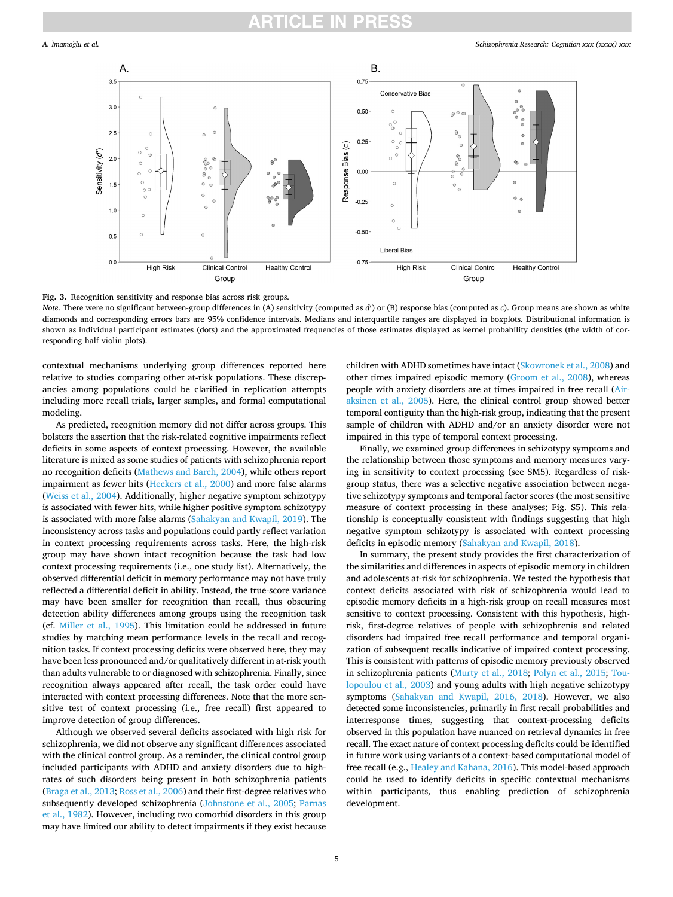**Fig. 3.** Recognition sensitivity and response bias across risk groups.

*Note.* There were no significant between-group differences in (A) sensitivity (computed as $d'$) or (B) response bias (computed as $c$). Group means are shown as white diamonds and corresponding errors bars are 95% confidence intervals. Medians and interquartile ranges are displayed in boxplots. Distributional information is shown as individual participant estimates (dots) and the approximated frequencies of those estimates displayed as kernel probability densities (the width of corresponding half violin plots).

contextual mechanisms underlying group differences reported here relative to studies comparing other at-risk populations. These discrepancies among populations could be clarified in replication attempts including more recall trials, larger samples, and formal computational modeling.

As predicted, recognition memory did not differ across groups. This bolsters the assertion that the risk-related cognitive impairments reflect deficits in some aspects of context processing. However, the available literature is mixed as some studies of patients with schizophrenia report no recognition deficits (Mathews and Barch, 2004), while others report impairment as fewer hits (Heckers et al., 2000) and more false alarms (Weiss et al., 2004). Additionally, higher negative symptom schizotypy is associated with fewer hits, while higher positive symptom schizotypy is associated with more false alarms (Sahakyan and Kwapil, 2019). The inconsistency across tasks and populations could partly reflect variation in context processing requirements across tasks. Here, the high-risk group may have shown intact recognition because the task had low context processing requirements (i.e., one study list). Alternatively, the observed differential deficit in memory performance may not have truly reflected a differential deficit in ability. Instead, the true-score variance may have been smaller for recognition than recall, thus obscuring detection ability differences among groups using the recognition task (cf. Miller et al., 1995). This limitation could be addressed in future studies by matching mean performance levels in the recall and recognition tasks. If context processing deficits were observed here, they may have been less pronounced and/or qualitatively different in at-risk youth than adults vulnerable to or diagnosed with schizophrenia. Finally, since recognition always appeared after recall, the task order could have interacted with context processing differences. Note that the more sensitive test of context processing (i.e., free recall) first appeared to improve detection of group differences.

Although we observed several deficits associated with high risk for schizophrenia, we did not observe any significant differences associated with the clinical control group. As a reminder, the clinical control group included participants with ADHD and anxiety disorders due to high-rates of such disorders being present in both schizophrenia patients (Braga et al., 2013; Ross et al., 2006) and their first-degree relatives who subsequently developed schizophrenia (Johnstone et al., 2005; Parnas et al., 1982). However, including two comorbid disorders in this group may have limited our ability to detect impairments if they exist because children with ADHD sometimes have intact (Skowronek et al., 2008) and other times impaired episodic memory (Groom et al., 2008), whereas people with anxiety disorders are at times impaired in free recall (Airaksinen et al., 2005). Here, the clinical control group showed better temporal contiguity than the high-risk group, indicating that the present sample of children with ADHD and/or an anxiety disorder were not impaired in this type of temporal context processing.

Finally, we examined group differences in schizotypy symptoms and the relationship between those symptoms and memory measures varying in sensitivity to context processing (see SM5). Regardless of risk-group status, there was a selective negative association between negative schizotypy symptoms and temporal factor scores (the most sensitive measure of context processing in these analyses; Fig. S5). This relationship is conceptually consistent with findings suggesting that high negative symptom schizotypy is associated with context processing deficits in episodic memory (Sahakyan and Kwapil, 2018).

In summary, the present study provides the first characterization of the similarities and differences in aspects of episodic memory in children and adolescents at-risk for schizophrenia. We tested the hypothesis that context deficits associated with risk of schizophrenia would lead to episodic memory deficits in a high-risk group on recall measures most sensitive to context processing. Consistent with this hypothesis, high-risk, first-degree relatives of people with schizophrenia and related disorders had impaired free recall performance and temporal organization of subsequent recalls indicative of impaired context processing. This is consistent with patterns of episodic memory previously observed in schizophrenia patients (Murty et al., 2018; Polyn et al., 2015; Toulopoulou et al., 2003) and young adults with high negative schizotypy symptoms (Sahakyan and Kwapil, 2016, 2018). However, we also detected some inconsistencies, primarily in first recall probabilities and interresponse times, suggesting that context-processing deficits observed in this population have nuanced on retrieval dynamics in free recall. The exact nature of context processing deficits could be identified in future work using variants of a context-based computational model of free recall (e.g., Healey and Kahana, 2016). This model-based approach could be used to identify deficits in specific contextual mechanisms within participants, thus enabling prediction of schizophrenia development.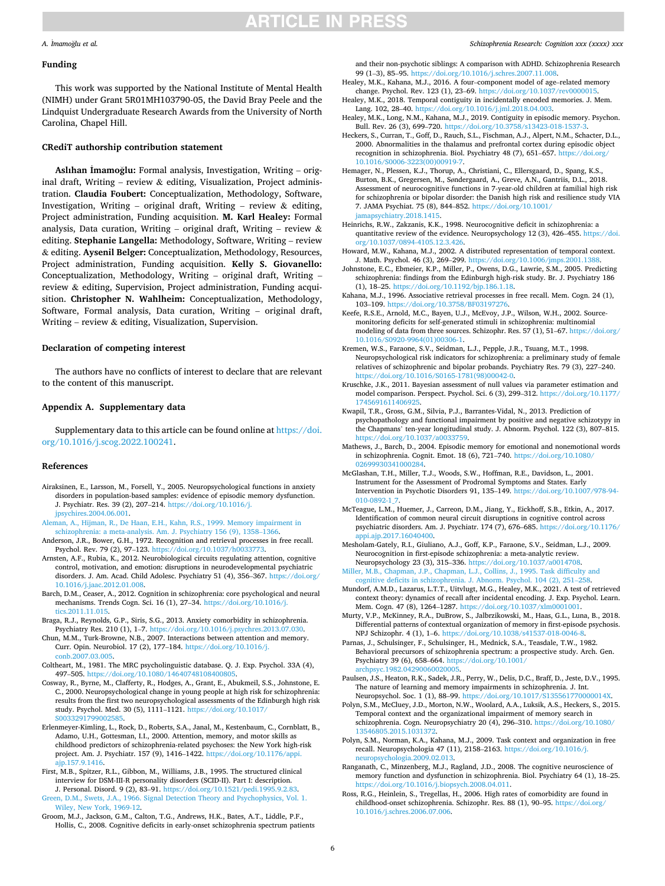## Funding

This work was supported by the National Institute of Mental Health (NIMH) under Grant 5R01MH103790-05, the David Bray Peele and the Lindquist Undergraduate Research Awards from the University of North Carolina, Chapel Hill.

## CRediT authorship contribution statement

**Aslıhan İmamoğlu:** Formal analysis, Investigation, Writing – original draft, Writing – review & editing, Visualization, Project administration. **Claudia Foubert:** Conceptualization, Methodology, Software, Investigation, Writing – original draft, Writing – review & editing, Project administration, Funding acquisition. **M. Karl Healey:** Formal analysis, Data curation, Writing – original draft, Writing – review & editing. **Stephanie Langella:** Methodology, Software, Writing – review & editing. **Aysenil Belger:** Conceptualization, Methodology, Resources, Project administration, Funding acquisition. **Kelly S. Giovanello:** Conceptualization, Methodology, Writing – original draft, Writing – review & editing, Supervision, Project administration, Funding acquisition. **Christopher N. Wahlheim:** Conceptualization, Methodology, Software, Formal analysis, Data curation, Writing – original draft, Writing – review & editing, Visualization, Supervision.

## Declaration of competing interest

The authors have no conflicts of interest to declare that are relevant to the content of this manuscript.

## Appendix A. Supplementary data

Supplementary data to this article can be found online at https://doi.org/10.1016/j.scog.2022.100241.

## References

Airaksinen, E., Larsson, M., Forsell, Y., 2005. Neuropsychological functions in anxiety disorders in population-based samples: evidence of episodic memory dysfunction. J. Psychiatr. Res. 39 (2), 207–214. https://doi.org/10.1016/j.jpsychires.2004.06.001.

Aleman, A., Hijman, R., De Haan, E.H., Kahn, R.S., 1999. Memory impairment in schizophrenia: a meta-analysis. Am. J. Psychiatry 156 (9), 1358–1366.

Anderson, J.R., Bower, G.H., 1972. Recognition and retrieval processes in free recall. Psychol. Rev. 79 (2), 97–123. https://doi.org/10.1037/h0033773.

Arnsten, A.F., Rubia, K., 2012. Neurobiological circuits regulating attention, cognitive control, motivation, and emotion: disruptions in neurodevelopmental psychiatric disorders. J. Am. Acad. Child Adolesc. Psychiatry 51 (4), 356–367. https://doi.org/10.1016/j.jaac.2012.01.008.

Barch, D.M., Ceaser, A., 2012. Cognition in schizophrenia: core psychological and neural mechanisms. Trends Cogn. Sci. 16 (1), 27–34. https://doi.org/10.1016/j.tics.2011.11.015.

Braga, R.J., Reynolds, G.P., Siris, S.G., 2013. Anxiety comorbidity in schizophrenia. Psychiatry Res. 210 (1), 1–7. https://doi.org/10.1016/j.psychres.2013.07.030.

Chun, M.M., Turk-Browne, N.B., 2007. Interactions between attention and memory. Curr. Opin. Neurobiol. 17 (2), 177–184. https://doi.org/10.1016/j.conb.2007.03.005.

Coltheart, M., 1981. The MRC psycholinguistic database. Q. J. Exp. Psychol. 33A (4), 497–505. https://doi.org/10.1080/14640748108400805.

Cosway, R., Byrne, M., Clafferty, R., Hodges, A., Grant, E., Abukmeil, S.S., Johnstone, E. C., 2000. Neuropsychological change in young people at high risk for schizophrenia: results from the first two neuropsychological assessments of the Edinburgh high risk study. Psychol. Med. 30 (5), 1111–1121. https://doi.org/10.1017/S0033291799002585.

Erlenmeyer-Kimling, L., Rock, D., Roberts, S.A., Janal, M., Kestenbaum, C., Cornblatt, B., Adamo, U.H., Gottesman, I.I., 2000. Attention, memory, and motor skills as childhood predictors of schizophrenia-related psychoses: the New York high-risk project. Am. J. Psychiatr. 157 (9), 1416–1422. https://doi.org/10.1176/appi.ajp.157.9.1416.

First, M.B., Spitzer, R.L., Gibbon, M., Williams, J.B., 1995. The structured clinical interview for DSM-III-R personality disorders (SCID-II). Part I: description. J. Personal. Disord. 9 (2), 83–91. https://doi.org/10.1521/pedi.1995.9.2.83.

Green, D.M., Swets, J.A., 1966. Signal Detection Theory and Psychophysics, Vol. 1. Wiley, New York, 1969-12.

Groom, M.J., Jackson, G.M., Calton, T.G., Andrews, H.K., Bates, A.T., Liddle, P.F., Hollis, C., 2008. Cognitive deficits in early-onset schizophrenia spectrum patients and their non-psychotic siblings: A comparison with ADHD. Schizophrenia Research 99 (1–3), 85–95. https://doi.org/10.1016/j.schres.2007.11.008.

Healey, M.K., Kahana, M.J., 2016. A four–component model of age–related memory change. Psychol. Rev. 123 (1), 23–69. https://doi.org/10.1037/rev0000015.

Healey, M.K., 2018. Temporal contiguity in incidentally encoded memories. J. Mem. Lang. 102, 28–40. https://doi.org/10.1016/j.jml.2018.04.003.

Healey, M.K., Long, N.M., Kahana, M.J., 2019. Contiguity in episodic memory. Psychon. Bull. Rev. 26 (3), 699–720. https://doi.org/10.3758/s13423-018-1537-3.

Heckers, S., Curran, T., Goff, D., Rauch, S.L., Fischman, A.J., Alpert, N.M., Schacter, D.L., 2000. Abnormalities in the thalamus and prefrontal cortex during episodic object recognition in schizophrenia. Biol. Psychiatry 48 (7), 651–657. https://doi.org/10.1016/S0006-3223(00)00919-7.

Hemager, N., Plessen, K.J., Thorup, A., Christiani, C., Ellersgaard, D., Spang, K.S., Burton, B.K., Gregersen, M., Søndergaard, A., Greve, A.N., Gantriis, D.L., 2018. Assessment of neurocognitive functions in 7-year-old children at familial high risk for schizophrenia or bipolar disorder: the Danish high risk and resilience study VIA 7. JAMA Psychiat. 75 (8), 844–852. https://doi.org/10.1001/jamapsychiatry.2018.1415.

Heinrichs, R.W., Zakzanis, K.K., 1998. Neurocognitive deficit in schizophrenia: a quantitative review of the evidence. Neuropsychology 12 (3), 426–455. https://doi.org/10.1037/0894-4105.12.3.426.

Howard, M.W., Kahana, M.J., 2002. A distributed representation of temporal context. J. Math. Psychol. 46 (3), 269–299. https://doi.org/10.1006/jmps.2001.1388.

Johnstone, E.C., Ebmeier, K.P., Miller, P., Owens, D.G., Lawrie, S.M., 2005. Predicting schizophrenia: findings from the Edinburgh high-risk study. Br. J. Psychiatry 186 (1), 18–25. https://doi.org/10.1192/bjp.186.1.18.

Kahana, M.J., 1996. Associative retrieval processes in free recall. Mem. Cogn. 24 (1), 103–109. https://doi.org/10.3758/BF03197276.

Keefe, R.S.E., Arnold, M.C., Bayen, U.J., McEvoy, J.P., Wilson, W.H., 2002. Source-monitoring deficits for self-generated stimuli in schizophrenia: multinomial modeling of data from three sources. Schizophr. Res. 57 (1), 51–67. https://doi.org/10.1016/S0920-9964(01)00306-1.

Kremen, W.S., Faraone, S.V., Seidman, L.J., Pepple, J.R., Tsuang, M.T., 1998. Neuropsychological risk indicators for schizophrenia: a preliminary study of female relatives of schizophrenic and bipolar probands. Psychiatry Res. 79 (3), 227–240. https://doi.org/10.1016/S0165-1781(98)00042-0.

Kruschke, J.K., 2011. Bayesian assessment of null values via parameter estimation and model comparison. Perspect. Psychol. Sci. 6 (3), 299–312. https://doi.org/10.1177/1745691611406925.

Kwapil, T.R., Gross, G.M., Silvia, P.J., Barrantes-Vidal, N., 2013. Prediction of psychopathology and functional impairment by positive and negative schizotypy in the Chapmans' ten-year longitudinal study. J. Abnorm. Psychol. 122 (3), 807–815. https://doi.org/10.1037/a0033759.

Mathews, J., Barch, D., 2004. Episodic memory for emotional and nonemotional words in schizophrenia. Cognit. Emot. 18 (6), 721–740. https://doi.org/10.1080/02699930341000284.

McGlashan, T.H., Miller, T.J., Woods, S.W., Hoffman, R.E., Davidson, L., 2001. Instrument for the Assessment of Prodromal Symptoms and States. Early Intervention in Psychotic Disorders 91, 135–149. https://doi.org/10.1007/978-94-010-0892-1_7.

McTeague, L.M., Huemer, J., Carreon, D.M., Jiang, Y., Eickhoff, S.B., Etkin, A., 2017. Identification of common neural circuit disruptions in cognitive control across psychiatric disorders. Am. J. Psychiatr. 174 (7), 676–685. https://doi.org/10.1176/appi.ajp.2017.16040400.

Mesholam-Gately, R.I., Giuliano, A.J., Goff, K.P., Faraone, S.V., Seidman, L.J., 2009. Neurocognition in first-episode schizophrenia: a meta-analytic review. Neuropsychology 23 (3), 315–336. https://doi.org/10.1037/a0014708.

Miller, M.B., Chapman, J.P., Chapman, L.J., Collins, J., 1995. Task difficulty and cognitive deficits in schizophrenia. J. Abnorm. Psychol. 104 (2), 251–258.

Mundorf, A.M.D., Lazarus, L.T.T., Uitvlugt, M.G., Healey, M.K., 2021. A test of retrieved context theory: dynamics of recall after incidental encoding. J. Exp. Psychol. Learn. Mem. Cogn. 47 (8), 1264–1287. https://doi.org/10.1037/xlm0001001.

Murty, V.P., McKinney, R.A., DuBrow, S., Jalbrzikowski, M., Haas, G.L., Luna, B., 2018. Differential patterns of contextual organization of memory in first-episode psychosis. NPJ Schizophr. 4 (1), 1–6. https://doi.org/10.1038/s41537-018-0046-8.

Parnas, J., Schulsinger, F., Schulsinger, H., Mednick, S.A., Teasdale, T.W., 1982. Behavioral precursors of schizophrenia spectrum: a prospective study. Arch. Gen. Psychiatry 39 (6), 658–664. https://doi.org/10.1001/archpsyc.1982.04290060020005.

Paulsen, J.S., Heaton, R.K., Sadek, J.R., Perry, W., Delis, D.C., Braff, D., Jeste, D.V., 1995. The nature of learning and memory impairments in schizophrenia. J. Int. Neuropsychol. Soc. 1 (1), 88–99. https://doi.org/10.1017/S135561770000014X.

Polyn, S.M., McCluey, J.D., Morton, N.W., Woolard, A.A., Luksik, A.S., Heckers, S., 2015. Temporal context and the organizational impairment of memory search in schizophrenia. Cogn. Neuropsychiatry 20 (4), 296–310. https://doi.org/10.1080/13546805.2015.1031372.

Polyn, S.M., Norman, K.A., Kahana, M.J., 2009. Task context and organization in free recall. Neuropsychologia 47 (11), 2158–2163. https://doi.org/10.1016/j.neuropsychologia.2009.02.013.

Ranganath, C., Minzenberg, M.J., Ragland, J.D., 2008. The cognitive neuroscience of memory function and dysfunction in schizophrenia. Biol. Psychiatry 64 (1), 18–25. https://doi.org/10.1016/j.biopsych.2008.04.011.

Ross, R.G., Heinlein, S., Tregellas, H., 2006. High rates of comorbidity are found in childhood-onset schizophrenia. Schizophr. Res. 88 (1), 90–95. https://doi.org/10.1016/j.schres.2006.07.006.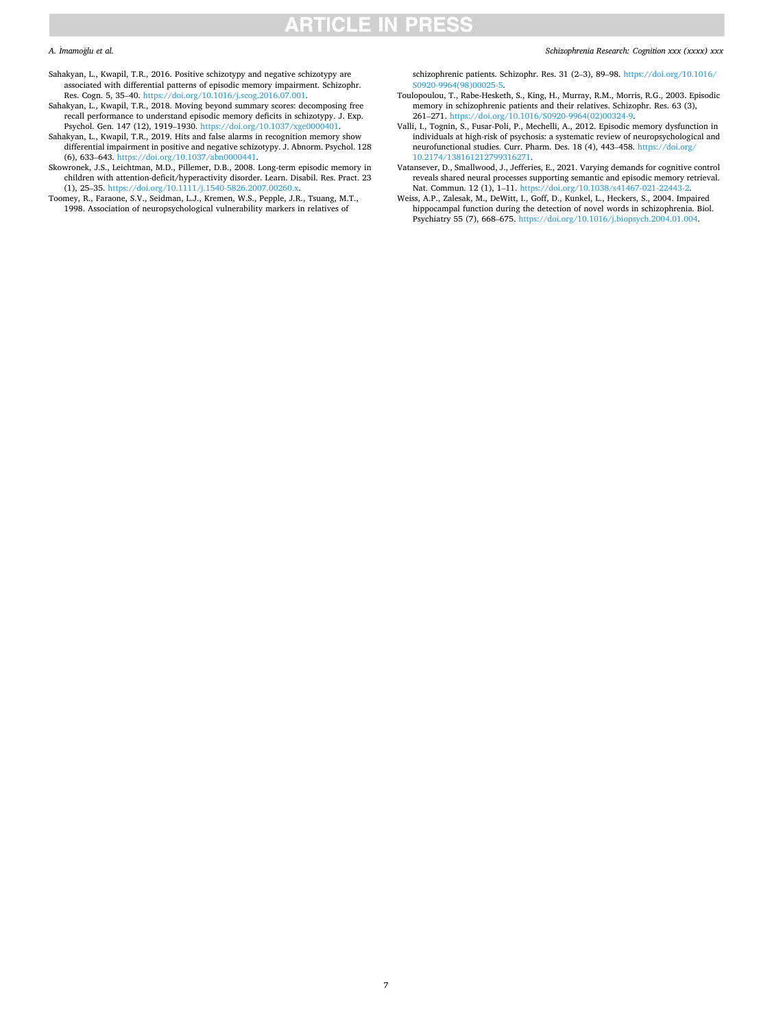Sahakyan, L., Kwapil, T.R., 2016. Positive schizotypy and negative schizotypy are associated with differential patterns of episodic memory impairment. Schizophr. Res. Cogn. 5, 35–40. https://doi.org/10.1016/j.scog.2016.07.001.

Sahakyan, L., Kwapil, T.R., 2018. Moving beyond summary scores: decomposing free recall performance to understand episodic memory deficits in schizotypy. J. Exp. Psychol. Gen. 147 (12), 1919–1930. https://doi.org/10.1037/xge0000401.

Sahakyan, L., Kwapil, T.R., 2019. Hits and false alarms in recognition memory show differential impairment in positive and negative schizotypy. J. Abnorm. Psychol. 128 (6), 633–643. https://doi.org/10.1037/abn0000441.

Skowronek, J.S., Leichtman, M.D., Pillemer, D.B., 2008. Long-term episodic memory in children with attention-deficit/hyperactivity disorder. Learn. Disabil. Res. Pract. 23 (1), 25–35. https://doi.org/10.1111/j.1540-5826.2007.00260.x.

Toomey, R., Faraone, S.V., Seidman, L.J., Kremen, W.S., Pepple, J.R., Tsuang, M.T., 1998. Association of neuropsychological vulnerability markers in relatives of schizophrenic patients. Schizophr. Res. 31 (2–3), 89–98. https://doi.org/10.1016/S0920-9964(98)00025-5.

Toulopoulou, T., Rabe-Hesketh, S., King, H., Murray, R.M., Morris, R.G., 2003. Episodic memory in schizophrenic patients and their relatives. Schizophr. Res. 63 (3), 261–271. https://doi.org/10.1016/S0920-9964(02)00324-9.

Valli, I., Tognin, S., Fusar-Poli, P., Mechelli, A., 2012. Episodic memory dysfunction in individuals at high-risk of psychosis: a systematic review of neuropsychological and neurofunctional studies. Curr. Pharm. Des. 18 (4), 443–458. https://doi.org/10.2174/138161212799316271.

Vatansever, D., Smallwood, J., Jefferies, E., 2021. Varying demands for cognitive control reveals shared neural processes supporting semantic and episodic memory retrieval. Nat. Commun. 12 (1), 1–11. https://doi.org/10.1038/s41467-021-22443-2.

Weiss, A.P., Zalesak, M., DeWitt, I., Goff, D., Kunkel, L., Heckers, S., 2004. Impaired hippocampal function during the detection of novel words in schizophrenia. Biol. Psychiatry 55 (7), 668–675. https://doi.org/10.1016/j.biopsych.2004.01.004.